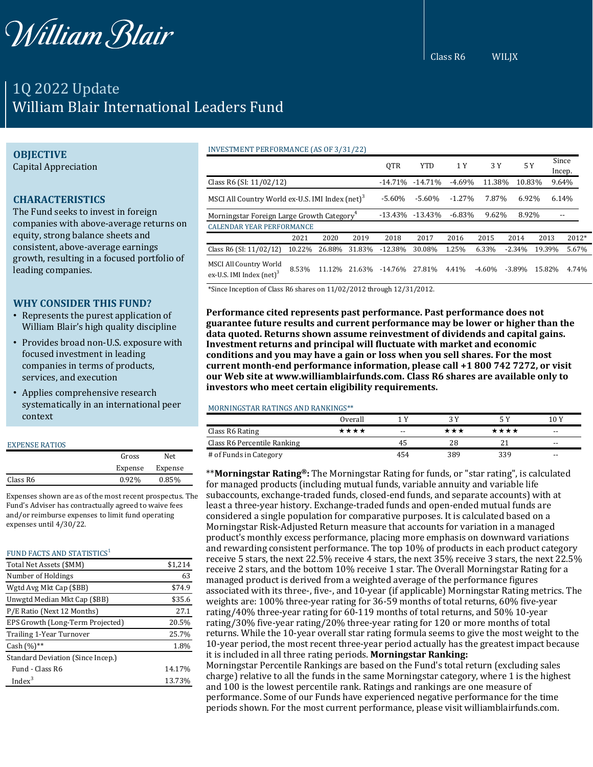William Blair

Class R6 WILJX

# 1Q 2022 Update
# William Blair International Leaders Fund

## OBJECTIVE

Capital Appreciation

## CHARACTERISTICS

The Fund seeks to invest in foreign companies with above-average returns on equity, strong balance sheets and consistent, above-average earnings growth, resulting in a focused portfolio of leading companies.

## WHY CONSIDER THIS FUND?

- Represents the purest application of William Blair's high quality discipline
- Provides broad non-U.S. exposure with focused investment in leading companies in terms of products, services, and execution
- Applies comprehensive research systematically in an international peer context

EXPENSE RATIOS

| | Gross Expense | Net Expense |
|---|---|---|
| Class R6 | 0.92% | 0.85% |

Expenses shown are as of the most recent prospectus. The Fund's Adviser has contractually agreed to waive fees and/or reimburse expenses to limit fund operating expenses until 4/30/22.

FUND FACTS AND STATISTICS[1]

| | |
|---|---|
| Total Net Assets ($MM) | $1,214 |
| Number of Holdings | 63 |
| Wgtd Avg Mkt Cap ($BB) | $74.9 |
| Unwgtd Median Mkt Cap ($BB) | $35.6 |
| P/E Ratio (Next 12 Months) | 27.1 |
| EPS Growth (Long-Term Projected) | 20.5% |
| Trailing 1-Year Turnover | 25.7% |
| Cash (%)** | 1.8% |
| Standard Deviation (Since Incep.) | |
| Fund - Class R6 | 14.17% |
| Index[3] | 13.73% |

INVESTMENT PERFORMANCE (AS OF 3/31/22)

| | QTR | YTD | 1 Y | 3 Y | 5 Y | Since Incep. |
|---|---|---|---|---|---|---|
| Class R6 (SI: 11/02/12) | -14.71% | -14.71% | -4.69% | 11.38% | 10.83% | 9.64% |
| MSCI All Country World ex-U.S. IMI Index (net)[3] | -5.60% | -5.60% | -1.27% | 7.87% | 6.92% | 6.14% |
| Morningstar Foreign Large Growth Category[4] | -13.43% | -13.43% | -6.83% | 9.62% | 8.92% | -- |

CALENDAR YEAR PERFORMANCE

| | 2021 | 2020 | 2019 | 2018 | 2017 | 2016 | 2015 | 2014 | 2013 | 2012* |
|---|---|---|---|---|---|---|---|---|---|---|
| Class R6 (SI: 11/02/12) | 10.22% | 26.88% | 31.83% | -12.38% | 30.08% | 1.25% | 6.33% | -2.34% | 19.39% | 5.67% |
| MSCI All Country World ex-U.S. IMI Index (net)[3] | 8.53% | 11.12% | 21.63% | -14.76% | 27.81% | 4.41% | -4.60% | -3.89% | 15.82% | 4.74% |

*Since Inception of Class R6 shares on 11/02/2012 through 12/31/2012.

**Performance cited represents past performance. Past performance does not guarantee future results and current performance may be lower or higher than the data quoted. Returns shown assume reinvestment of dividends and capital gains. Investment returns and principal will fluctuate with market and economic conditions and you may have a gain or loss when you sell shares. For the most current month-end performance information, please call +1 800 742 7272, or visit our Web site at www.williamblairfunds.com. Class R6 shares are available only to investors who meet certain eligibility requirements.**

MORNINGSTAR RATINGS AND RANKINGS**

| | Overall | 1 Y | 3 Y | 5 Y | 10 Y |
|---|---|---|---|---|---|
| Class R6 Rating | ★★★★ | -- | ★★★ | ★★★★ | -- |
| Class R6 Percentile Ranking | | 45 | 28 | 21 | -- |
| # of Funds in Category | | 454 | 389 | 339 | -- |

****Morningstar Rating®:** The Morningstar Rating for funds, or "star rating", is calculated for managed products (including mutual funds, variable annuity and variable life subaccounts, exchange-traded funds, closed-end funds, and separate accounts) with at least a three-year history. Exchange-traded funds and open-ended mutual funds are considered a single population for comparative purposes. It is calculated based on a Morningstar Risk-Adjusted Return measure that accounts for variation in a managed product's monthly excess performance, placing more emphasis on downward variations and rewarding consistent performance. The top 10% of products in each product category receive 5 stars, the next 22.5% receive 4 stars, the next 35% receive 3 stars, the next 22.5% receive 2 stars, and the bottom 10% receive 1 star. The Overall Morningstar Rating for a managed product is derived from a weighted average of the performance figures associated with its three-, five-, and 10-year (if applicable) Morningstar Rating metrics. The weights are: 100% three-year rating for 36-59 months of total returns, 60% five-year rating/40% three-year rating for 60-119 months of total returns, and 50% 10-year rating/30% five-year rating/20% three-year rating for 120 or more months of total returns. While the 10-year overall star rating formula seems to give the most weight to the 10-year period, the most recent three-year period actually has the greatest impact because it is included in all three rating periods. **Morningstar Ranking:** Morningstar Percentile Rankings are based on the Fund's total return (excluding sales charge) relative to all the funds in the same Morningstar category, where 1 is the highest and 100 is the lowest percentile rank. Ratings and rankings are one measure of performance. Some of our Funds have experienced negative performance for the time periods shown. For the most current performance, please visit williamblairfunds.com.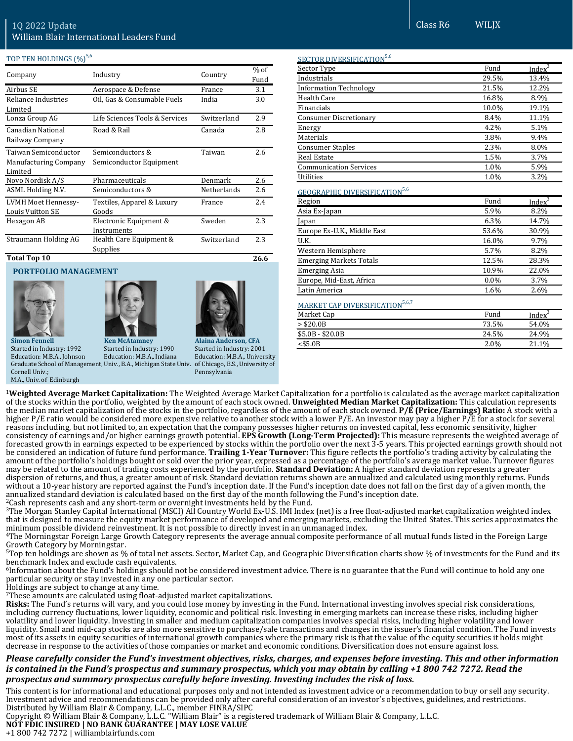1Q 2022 Update
William Blair International Leaders Fund

Class R6 WILJX

## TOP TEN HOLDINGS (%)[5,6]

| Company | Industry | Country | % of Fund |
|---|---|---|---|
| Airbus SE | Aerospace & Defense | France | 3.1 |
| Reliance Industries Limited | Oil, Gas & Consumable Fuels | India | 3.0 |
| Lonza Group AG | Life Sciences Tools & Services | Switzerland | 2.9 |
| Canadian National Railway Company | Road & Rail | Canada | 2.8 |
| Taiwan Semiconductor Manufacturing Company Limited | Semiconductors & Semiconductor Equipment | Taiwan | 2.6 |
| Novo Nordisk A/S | Pharmaceuticals | Denmark | 2.6 |
| ASML Holding N.V. | Semiconductors & | Netherlands | 2.6 |
| LVMH Moet Hennessy-Louis Vuitton SE | Textiles, Apparel & Luxury Goods | France | 2.4 |
| Hexagon AB | Electronic Equipment & Instruments | Sweden | 2.3 |
| Straumann Holding AG | Health Care Equipment & Supplies | Switzerland | 2.3 |
| **Total Top 10** | | | **26.6** |

## PORTFOLIO MANAGEMENT

**Simon Fennell**
Started in Industry: 1992
Education: M.B.A., Johnson Graduate School of Management, Cornell Univ.; M.A., Univ. of Edinburgh

**Ken McAtamney**
Started in Industry: 1990
Education: M.B.A., Indiana Univ., B.A., Michigan State Univ.

**Alaina Anderson, CFA**
Started in Industry: 2001
Education: M.B.A., University of Chicago, B.S., University of Pennsylvania

## SECTOR DIVERSIFICATION[5,6]

| Sector Type | Fund | Index[3] |
|---|---|---|
| Industrials | 29.5% | 13.4% |
| Information Technology | 21.5% | 12.2% |
| Health Care | 16.8% | 8.9% |
| Financials | 10.0% | 19.1% |
| Consumer Discretionary | 8.4% | 11.1% |
| Energy | 4.2% | 5.1% |
| Materials | 3.8% | 9.4% |
| Consumer Staples | 2.3% | 8.0% |
| Real Estate | 1.5% | 3.7% |
| Communication Services | 1.0% | 5.9% |
| Utilities | 1.0% | 3.2% |

## GEOGRAPHIC DIVERSIFICATION[5,6]

| Region | Fund | Index[3] |
|---|---|---|
| Asia Ex-Japan | 5.9% | 8.2% |
| Japan | 6.3% | 14.7% |
| Europe Ex-U.K., Middle East | 53.6% | 30.9% |
| U.K. | 16.0% | 9.7% |
| Western Hemisphere | 5.7% | 8.2% |
| Emerging Markets Totals | 12.5% | 28.3% |
| Emerging Asia | 10.9% | 22.0% |
| Europe, Mid-East, Africa | 0.0% | 3.7% |
| Latin America | 1.6% | 2.6% |

## MARKET CAP DIVERSIFICATION[5,6,7]

| Market Cap | Fund | Index[3] |
|---|---|---|
| > $20.0B | 73.5% | 54.0% |
| $5.0B - $20.0B | 24.5% | 24.9% |
| <$5.0B | 2.0% | 21.1% |

[1]**Weighted Average Market Capitalization:** The Weighted Average Market Capitalization for a portfolio is calculated as the average market capitalization of the stocks within the portfolio, weighted by the amount of each stock owned. **Unweighted Median Market Capitalization:** This calculation represents the median market capitalization of the stocks in the portfolio, regardless of the amount of each stock owned. **P/E (Price/Earnings) Ratio:** A stock with a higher P/E ratio would be considered more expensive relative to another stock with a lower P/E. An investor may pay a higher P/E for a stock for several reasons including, but not limited to, an expectation that the company possesses higher returns on invested capital, less economic sensitivity, higher consistency of earnings and/or higher earnings growth potential. **EPS Growth (Long-Term Projected):** This measure represents the weighted average of forecasted growth in earnings expected to be experienced by stocks within the portfolio over the next 3-5 years. This projected earnings growth should not be considered an indication of future fund performance. **Trailing 1-Year Turnover:** This figure reflects the portfolio's trading activity by calculating the amount of the portfolio's holdings bought or sold over the prior year, expressed as a percentage of the portfolio's average market value. Turnover figures may be related to the amount of trading costs experienced by the portfolio. **Standard Deviation:** A higher standard deviation represents a greater dispersion of returns, and thus, a greater amount of risk. Standard deviation returns shown are annualized and calculated using monthly returns. Funds without a 10-year history are reported against the Fund's inception date. If the Fund's inception date does not fall on the first day of a given month, the annualized standard deviation is calculated based on the first day of the month following the Fund's inception date.

[2]Cash represents cash and any short-term or overnight investments held by the Fund.

[3]The Morgan Stanley Capital International (MSCI) All Country World Ex-U.S. IMI Index (net) is a free float-adjusted market capitalization weighted index that is designed to measure the equity market performance of developed and emerging markets, excluding the United States. This series approximates the minimum possible dividend reinvestment. It is not possible to directly invest in an unmanaged index.

[4]The Morningstar Foreign Large Growth Category represents the average annual composite performance of all mutual funds listed in the Foreign Large Growth Category by Morningstar.

[5]Top ten holdings are shown as % of total net assets. Sector, Market Cap, and Geographic Diversification charts show % of investments for the Fund and its benchmark Index and exclude cash equivalents.

[6]Information about the Fund's holdings should not be considered investment advice. There is no guarantee that the Fund will continue to hold any one particular security or stay invested in any one particular sector.
Holdings are subject to change at any time.

[7]These amounts are calculated using float-adjusted market capitalizations.

**Risks:** The Fund's returns will vary, and you could lose money by investing in the Fund. International investing involves special risk considerations, including currency fluctuations, lower liquidity, economic and political risk. Investing in emerging markets can increase these risks, including higher volatility and lower liquidity. Investing in smaller and medium capitalization companies involves special risks, including higher volatility and lower liquidity. Small and mid-cap stocks are also more sensitive to purchase/sale transactions and changes in the issuer's financial condition. The Fund invests most of its assets in equity securities of international growth companies where the primary risk is that the value of the equity securities it holds might decrease in response to the activities of those companies or market and economic conditions. Diversification does not ensure against loss.

***Please carefully consider the Fund's investment objectives, risks, charges, and expenses before investing. This and other information is contained in the Fund's prospectus and summary prospectus, which you may obtain by calling +1 800 742 7272. Read the prospectus and summary prospectus carefully before investing. Investing includes the risk of loss.***

This content is for informational and educational purposes only and not intended as investment advice or a recommendation to buy or sell any security. Investment advice and recommendations can be provided only after careful consideration of an investor's objectives, guidelines, and restrictions.
Distributed by William Blair & Company, L.L.C., member FINRA/SIPC
Copyright © William Blair & Company, L.L.C. "William Blair" is a registered trademark of William Blair & Company, L.L.C.
**NOT FDIC INSURED | NO BANK GUARANTEE | MAY LOSE VALUE**
+1 800 742 7272 | williamblairfunds.com